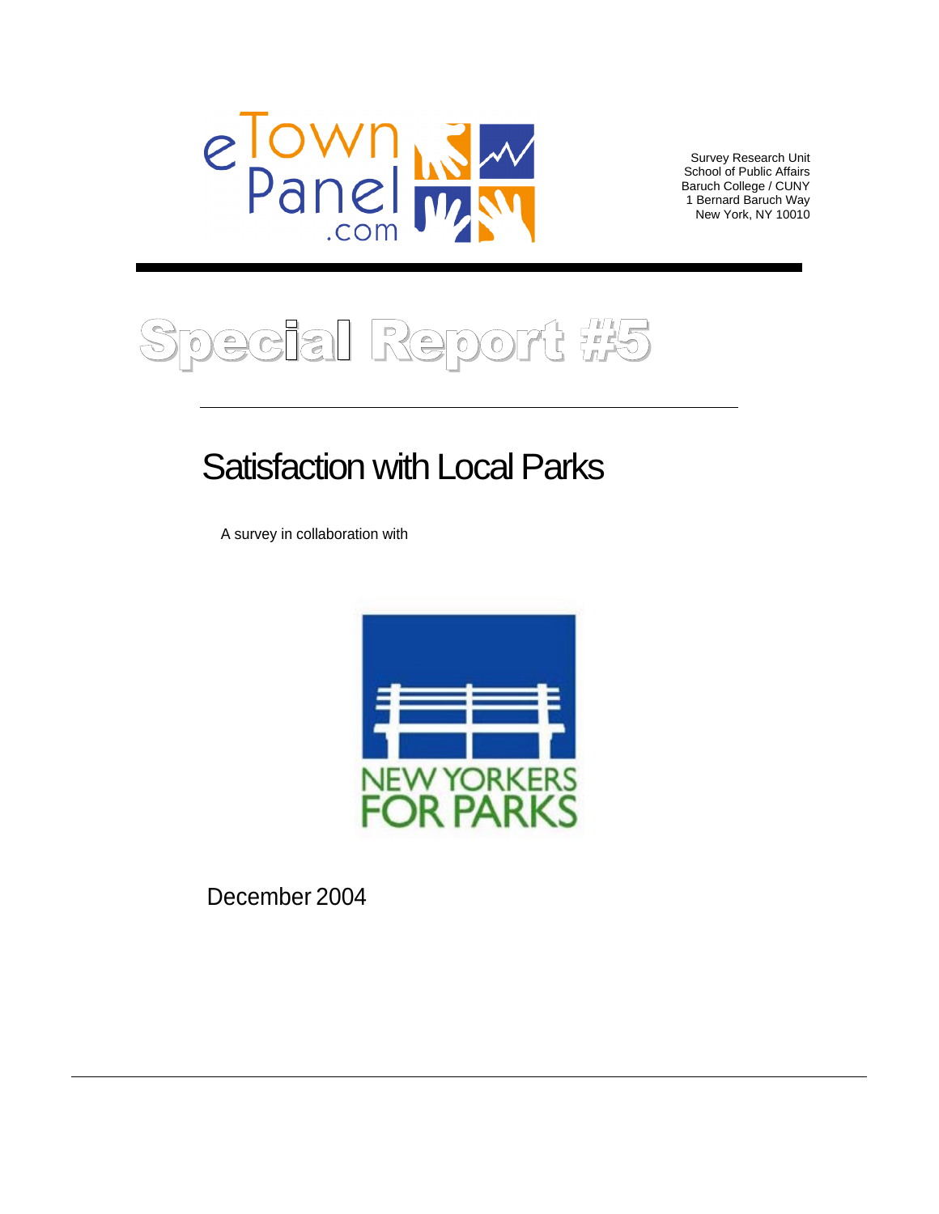eTownPanel.com

Survey Research Unit
School of Public Affairs
Baruch College / CUNY
1 Bernard Baruch Way
New York, NY 10010

# Special Report #5

## Satisfaction with Local Parks

A survey in collaboration with

NEW YORKERS FOR PARKS

December 2004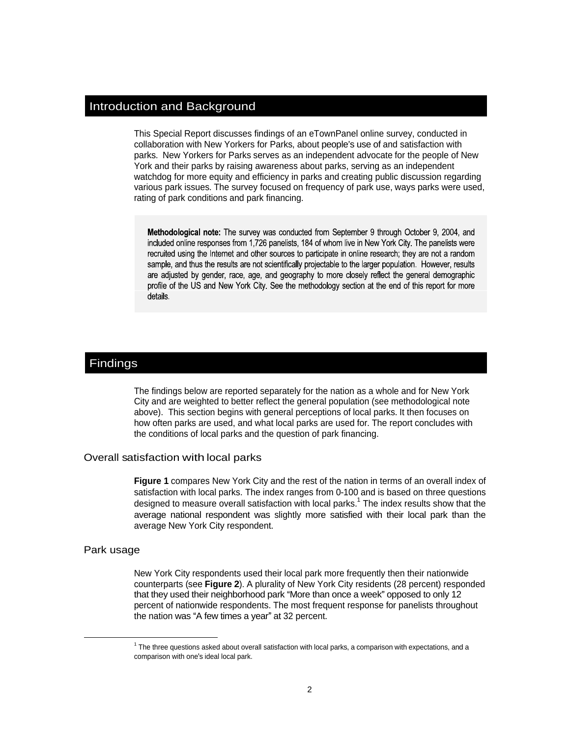## Introduction and Background

This Special Report discusses findings of an eTownPanel online survey, conducted in collaboration with New Yorkers for Parks, about people's use of and satisfaction with parks. New Yorkers for Parks serves as an independent advocate for the people of New York and their parks by raising awareness about parks, serving as an independent watchdog for more equity and efficiency in parks and creating public discussion regarding various park issues. The survey focused on frequency of park use, ways parks were used, rating of park conditions and park financing.

**Methodological note:** The survey was conducted from September 9 through October 9, 2004, and included online responses from 1,726 panelists, 184 of whom live in New York City. The panelists were recruited using the Internet and other sources to participate in online research; they are not a random sample, and thus the results are not scientifically projectable to the larger population. However, results are adjusted by gender, race, age, and geography to more closely reflect the general demographic profile of the US and New York City. See the methodology section at the end of this report for more details.

## Findings

The findings below are reported separately for the nation as a whole and for New York City and are weighted to better reflect the general population (see methodological note above). This section begins with general perceptions of local parks. It then focuses on how often parks are used, and what local parks are used for. The report concludes with the conditions of local parks and the question of park financing.

### Overall satisfaction with local parks

**Figure 1** compares New York City and the rest of the nation in terms of an overall index of satisfaction with local parks. The index ranges from 0-100 and is based on three questions designed to measure overall satisfaction with local parks.[1] The index results show that the average national respondent was slightly more satisfied with their local park than the average New York City respondent.

### Park usage

New York City respondents used their local park more frequently then their nationwide counterparts (see **Figure 2**). A plurality of New York City residents (28 percent) responded that they used their neighborhood park "More than once a week" opposed to only 12 percent of nationwide respondents. The most frequent response for panelists throughout the nation was "A few times a year" at 32 percent.

[1] The three questions asked about overall satisfaction with local parks, a comparison with expectations, and a comparison with one's ideal local park.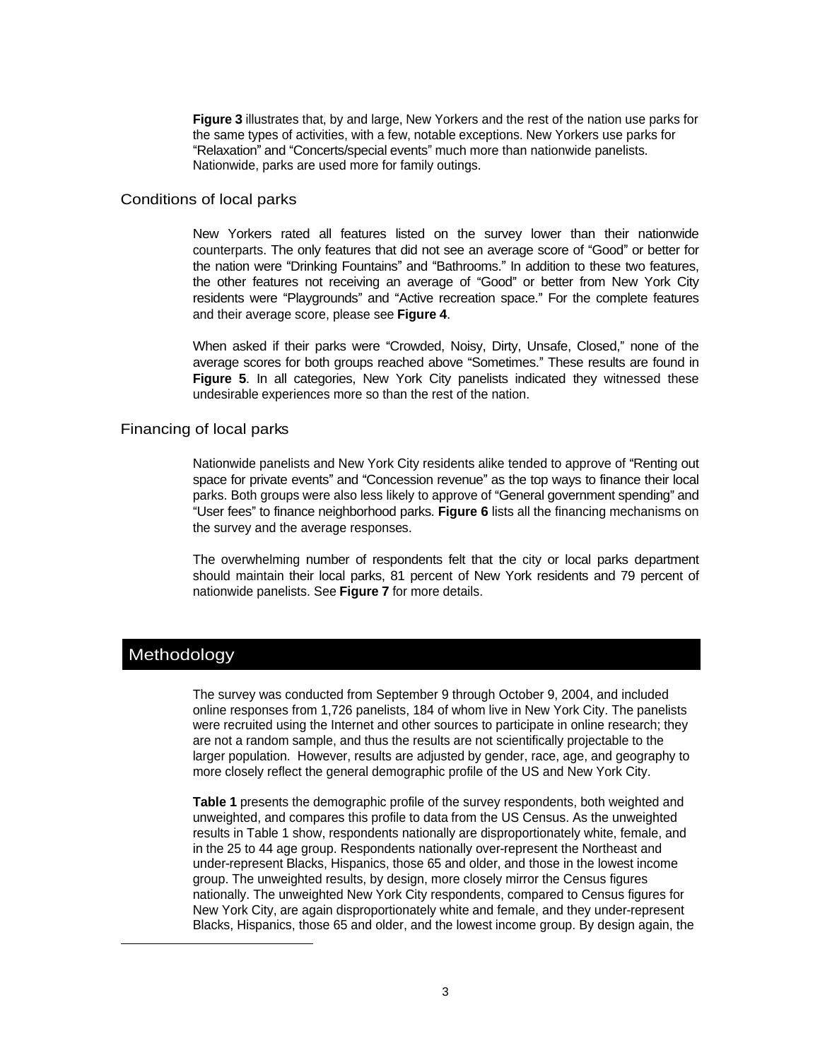**Figure 3** illustrates that, by and large, New Yorkers and the rest of the nation use parks for the same types of activities, with a few, notable exceptions. New Yorkers use parks for "Relaxation" and "Concerts/special events" much more than nationwide panelists. Nationwide, parks are used more for family outings.

### Conditions of local parks

New Yorkers rated all features listed on the survey lower than their nationwide counterparts. The only features that did not see an average score of "Good" or better for the nation were "Drinking Fountains" and "Bathrooms." In addition to these two features, the other features not receiving an average of "Good" or better from New York City residents were "Playgrounds" and "Active recreation space." For the complete features and their average score, please see **Figure 4**.

When asked if their parks were "Crowded, Noisy, Dirty, Unsafe, Closed," none of the average scores for both groups reached above "Sometimes." These results are found in **Figure 5**. In all categories, New York City panelists indicated they witnessed these undesirable experiences more so than the rest of the nation.

### Financing of local parks

Nationwide panelists and New York City residents alike tended to approve of "Renting out space for private events" and "Concession revenue" as the top ways to finance their local parks. Both groups were also less likely to approve of "General government spending" and "User fees" to finance neighborhood parks. **Figure 6** lists all the financing mechanisms on the survey and the average responses.

The overwhelming number of respondents felt that the city or local parks department should maintain their local parks, 81 percent of New York residents and 79 percent of nationwide panelists. See **Figure 7** for more details.

## Methodology

The survey was conducted from September 9 through October 9, 2004, and included online responses from 1,726 panelists, 184 of whom live in New York City. The panelists were recruited using the Internet and other sources to participate in online research; they are not a random sample, and thus the results are not scientifically projectable to the larger population. However, results are adjusted by gender, race, age, and geography to more closely reflect the general demographic profile of the US and New York City.

**Table 1** presents the demographic profile of the survey respondents, both weighted and unweighted, and compares this profile to data from the US Census. As the unweighted results in Table 1 show, respondents nationally are disproportionately white, female, and in the 25 to 44 age group. Respondents nationally over-represent the Northeast and under-represent Blacks, Hispanics, those 65 and older, and those in the lowest income group. The unweighted results, by design, more closely mirror the Census figures nationally. The unweighted New York City respondents, compared to Census figures for New York City, are again disproportionately white and female, and they under-represent Blacks, Hispanics, those 65 and older, and the lowest income group. By design again, the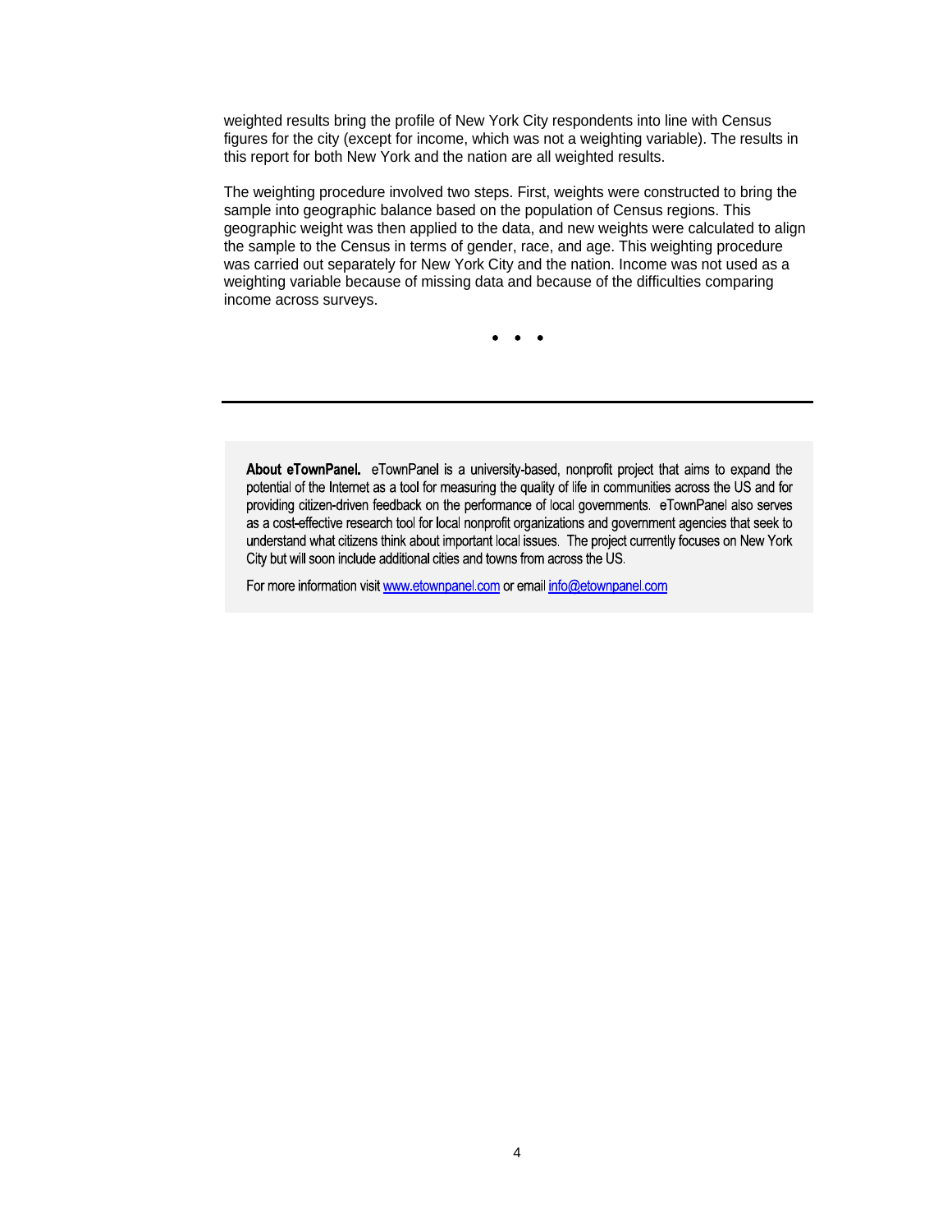weighted results bring the profile of New York City respondents into line with Census figures for the city (except for income, which was not a weighting variable). The results in this report for both New York and the nation are all weighted results.

The weighting procedure involved two steps. First, weights were constructed to bring the sample into geographic balance based on the population of Census regions. This geographic weight was then applied to the data, and new weights were calculated to align the sample to the Census in terms of gender, race, and age. This weighting procedure was carried out separately for New York City and the nation. Income was not used as a weighting variable because of missing data and because of the difficulties comparing income across surveys.

• • •

---

**About eTownPanel.** eTownPanel is a university-based, nonprofit project that aims to expand the potential of the Internet as a tool for measuring the quality of life in communities across the US and for providing citizen-driven feedback on the performance of local governments. eTownPanel also serves as a cost-effective research tool for local nonprofit organizations and government agencies that seek to understand what citizens think about important local issues. The project currently focuses on New York City but will soon include additional cities and towns from across the US.

For more information visit www.etownpanel.com or email info@etownpanel.com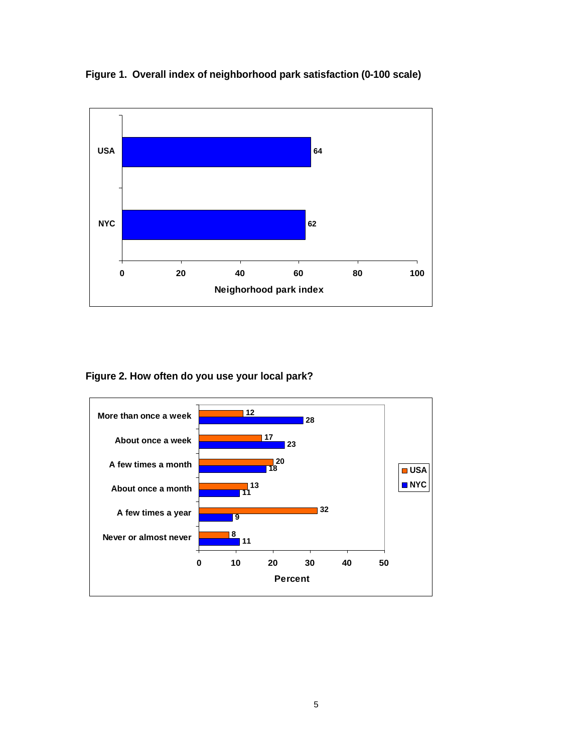**Figure 1. Overall index of neighborhood park satisfaction (0-100 scale)**

| | Neighorhood park index |
|---|---|
| USA | 64 |
| NYC | 62 |

**Figure 2. How often do you use your local park?**

| | USA | NYC |
|---|---|---|
| More than once a week | 12 | 28 |
| About once a week | 17 | 23 |
| A few times a month | 20 | 18 |
| About once a month | 13 | 11 |
| A few times a year | 32 | 9 |
| Never or almost never | 8 | 11 |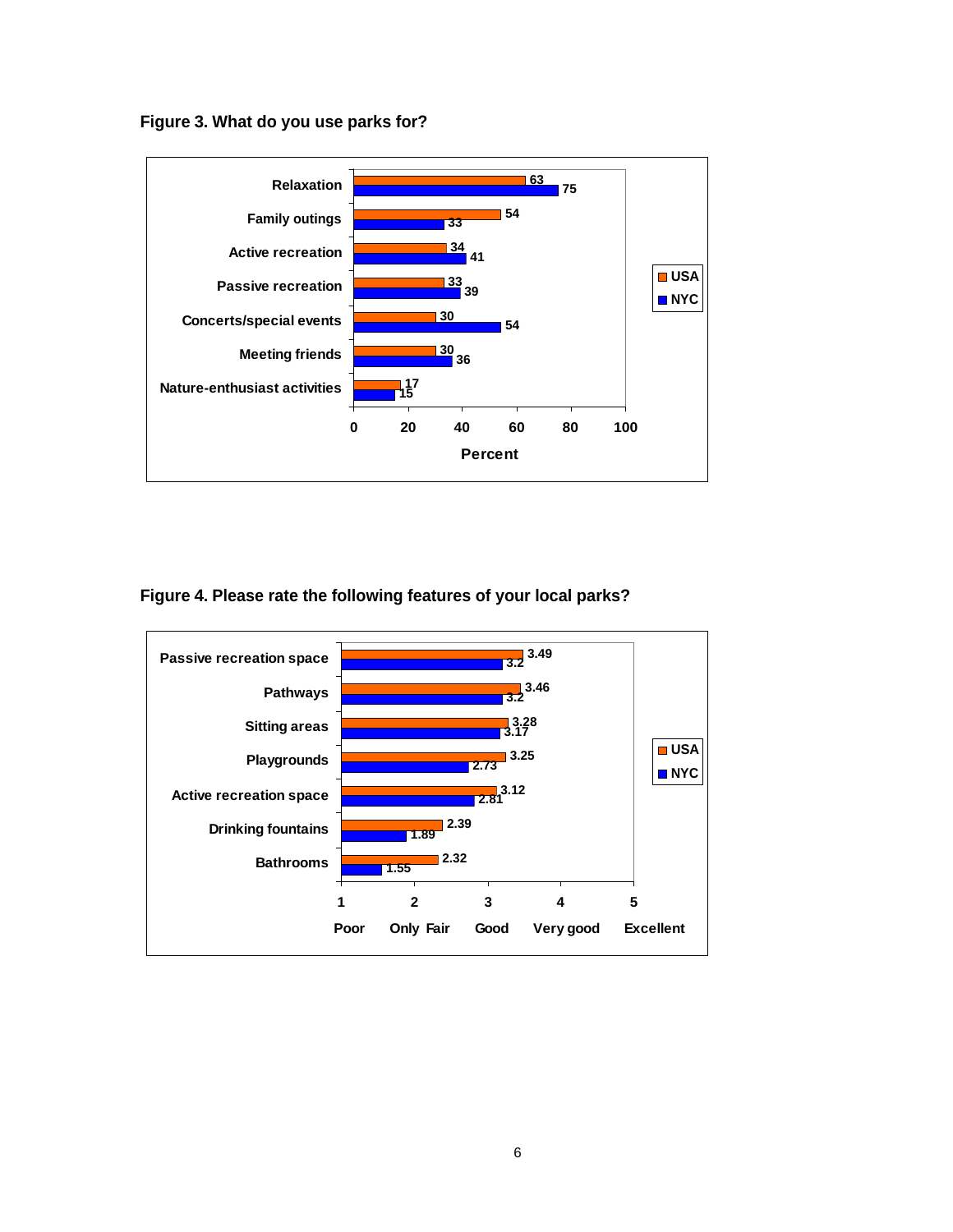**Figure 3. What do you use parks for?**

| | USA | NYC |
|---|---|---|
| Relaxation | 63 | 75 |
| Family outings | 54 | 33 |
| Active recreation | 34 | 41 |
| Passive recreation | 33 | 39 |
| Concerts/special events | 30 | 54 |
| Meeting friends | 30 | 36 |
| Nature-enthusiast activities | 17 | 15 |

Percent

**Figure 4. Please rate the following features of your local parks?**

| | USA | NYC |
|---|---|---|
| Passive recreation space | 3.49 | 3.2 |
| Pathways | 3.46 | 3.2 |
| Sitting areas | 3.28 | 3.17 |
| Playgrounds | 3.25 | 2.73 |
| Active recreation space | 3.12 | 2.81 |
| Drinking fountains | 2.39 | 1.89 |
| Bathrooms | 2.32 | 1.55 |

Scale: 1 Poor, 2 Only Fair, 3 Good, 4 Very good, 5 Excellent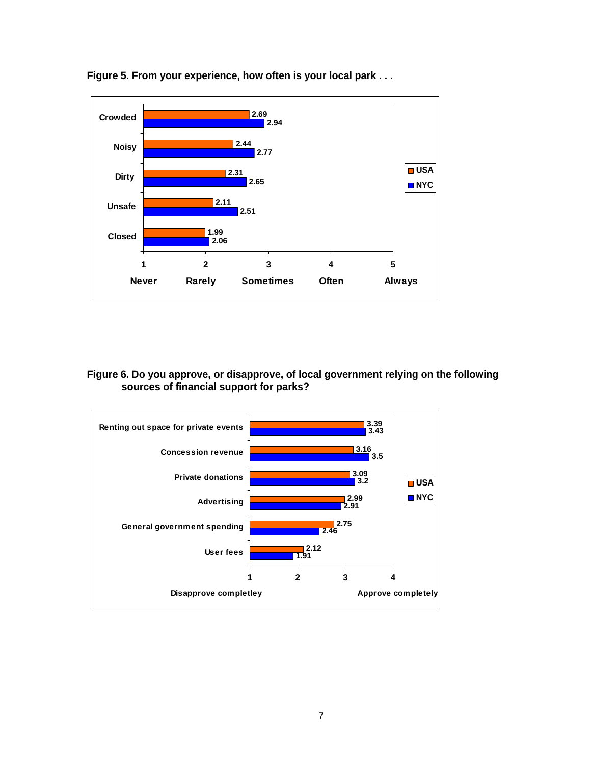**Figure 5. From your experience, how often is your local park . . .**

| | USA | NYC |
|---|---|---|
| Crowded | 2.69 | 2.94 |
| Noisy | 2.44 | 2.77 |
| Dirty | 2.31 | 2.65 |
| Unsafe | 2.11 | 2.51 |
| Closed | 1.99 | 2.06 |

Scale: 1 Never, 2 Rarely, 3 Sometimes, 4 Often, 5 Always

**Figure 6. Do you approve, or disapprove, of local government relying on the following sources of financial support for parks?**

| | USA | NYC |
|---|---|---|
| Renting out space for private events | 3.39 | 3.43 |
| Concession revenue | 3.16 | 3.5 |
| Private donations | 3.09 | 3.2 |
| Advertising | 2.99 | 2.91 |
| General government spending | 2.75 | 2.46 |
| User fees | 2.12 | 1.91 |

Scale: 1 Disapprove completley – 4 Approve completely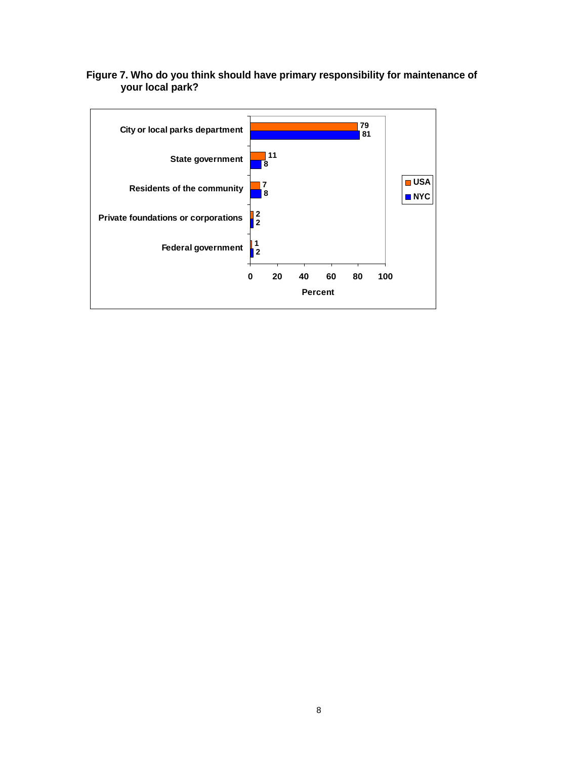**Figure 7. Who do you think should have primary responsibility for maintenance of your local park?**

| | USA | NYC |
|---|---|---|
| City or local parks department | 79 | 81 |
| State government | 11 | 8 |
| Residents of the community | 7 | 8 |
| Private foundations or corporations | 2 | 2 |
| Federal government | 1 | 2 |

Percent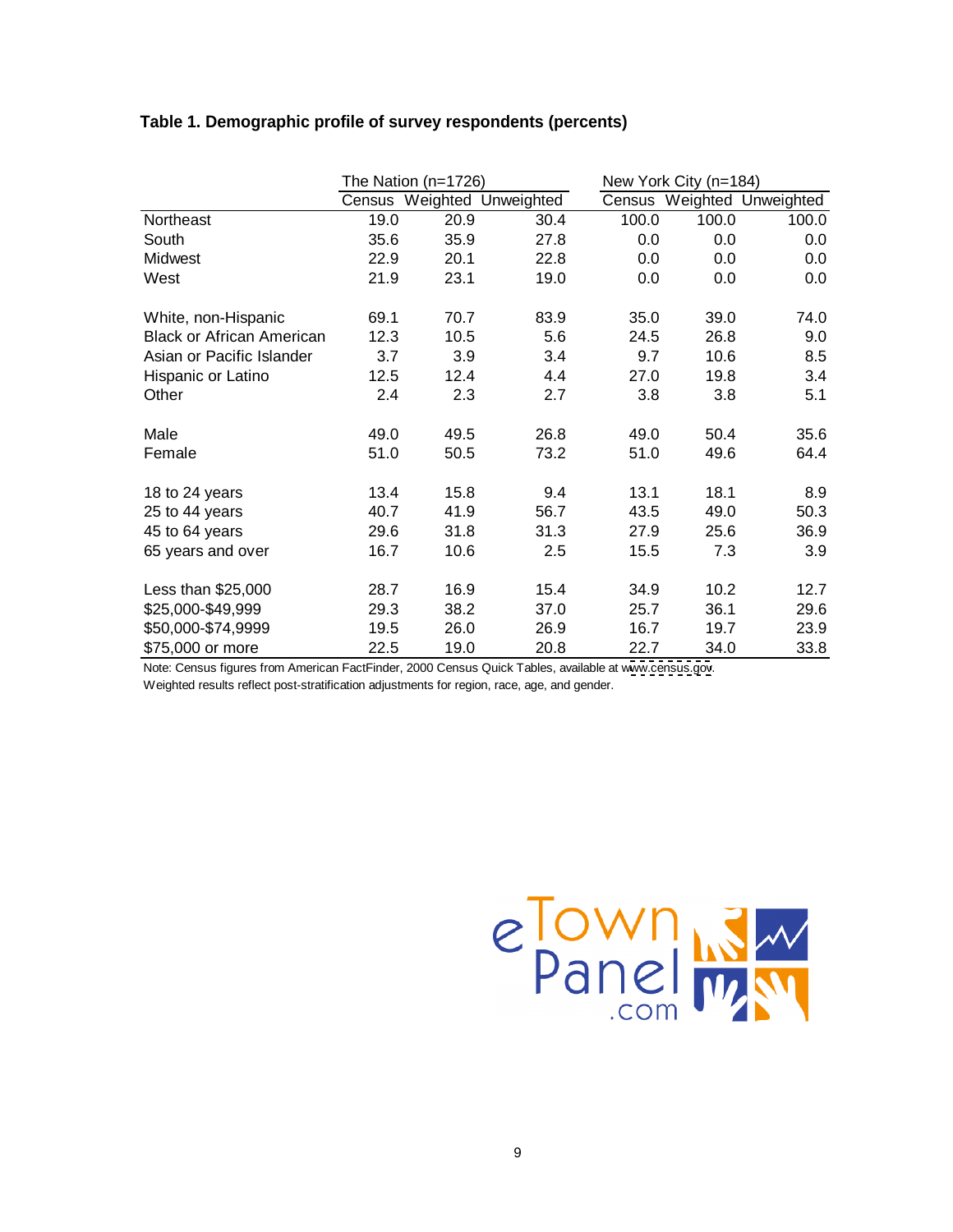**Table 1. Demographic profile of survey respondents (percents)**

| | The Nation (n=1726) | | | New York City (n=184) | | |
|---|---|---|---|---|---|---|
| | Census | Weighted | Unweighted | Census | Weighted | Unweighted |
| Northeast | 19.0 | 20.9 | 30.4 | 100.0 | 100.0 | 100.0 |
| South | 35.6 | 35.9 | 27.8 | 0.0 | 0.0 | 0.0 |
| Midwest | 22.9 | 20.1 | 22.8 | 0.0 | 0.0 | 0.0 |
| West | 21.9 | 23.1 | 19.0 | 0.0 | 0.0 | 0.0 |
| | | | | | | |
| White, non-Hispanic | 69.1 | 70.7 | 83.9 | 35.0 | 39.0 | 74.0 |
| Black or African American | 12.3 | 10.5 | 5.6 | 24.5 | 26.8 | 9.0 |
| Asian or Pacific Islander | 3.7 | 3.9 | 3.4 | 9.7 | 10.6 | 8.5 |
| Hispanic or Latino | 12.5 | 12.4 | 4.4 | 27.0 | 19.8 | 3.4 |
| Other | 2.4 | 2.3 | 2.7 | 3.8 | 3.8 | 5.1 |
| | | | | | | |
| Male | 49.0 | 49.5 | 26.8 | 49.0 | 50.4 | 35.6 |
| Female | 51.0 | 50.5 | 73.2 | 51.0 | 49.6 | 64.4 |
| | | | | | | |
| 18 to 24 years | 13.4 | 15.8 | 9.4 | 13.1 | 18.1 | 8.9 |
| 25 to 44 years | 40.7 | 41.9 | 56.7 | 43.5 | 49.0 | 50.3 |
| 45 to 64 years | 29.6 | 31.8 | 31.3 | 27.9 | 25.6 | 36.9 |
| 65 years and over | 16.7 | 10.6 | 2.5 | 15.5 | 7.3 | 3.9 |
| | | | | | | |
| Less than $25,000 | 28.7 | 16.9 | 15.4 | 34.9 | 10.2 | 12.7 |
| $25,000-$49,999 | 29.3 | 38.2 | 37.0 | 25.7 | 36.1 | 29.6 |
| $50,000-$74,9999 | 19.5 | 26.0 | 26.9 | 16.7 | 19.7 | 23.9 |
| $75,000 or more | 22.5 | 19.0 | 20.8 | 22.7 | 34.0 | 33.8 |

Note: Census figures from American FactFinder, 2000 Census Quick Tables, available at www.census.gov.
Weighted results reflect post-stratification adjustments for region, race, age, and gender.

eTownPanel.com